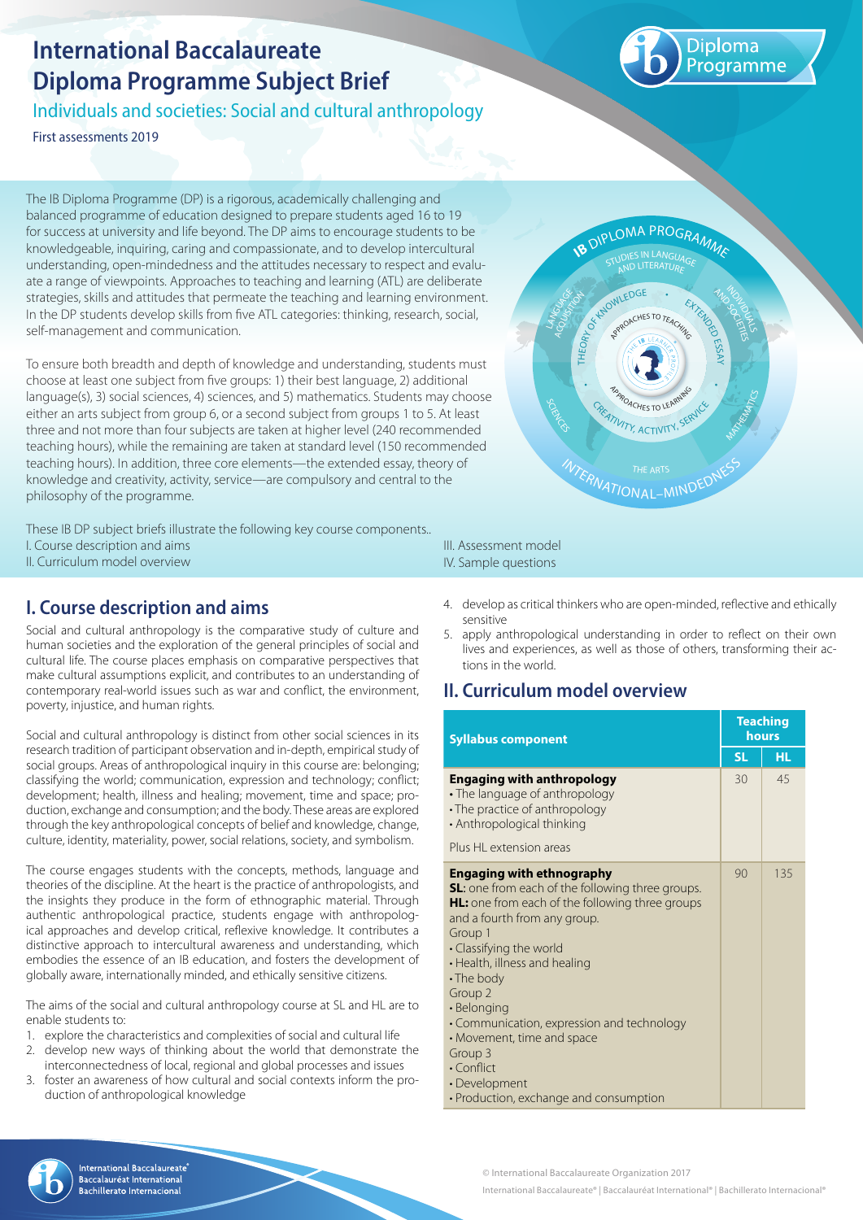# International Baccalaureate Diploma Programme Subject Brief

## Individuals and societies: Social and cultural anthropology

First assessments 2019

The IB Diploma Programme (DP) is a rigorous, academically challenging and balanced programme of education designed to prepare students aged 16 to 19 for success at university and life beyond. The DP aims to encourage students to be knowledgeable, inquiring, caring and compassionate, and to develop intercultural understanding, open-mindedness and the attitudes necessary to respect and evaluate a range of viewpoints. Approaches to teaching and learning (ATL) are deliberate strategies, skills and attitudes that permeate the teaching and learning environment. In the DP students develop skills from five ATL categories: thinking, research, social, self-management and communication.

To ensure both breadth and depth of knowledge and understanding, students must choose at least one subject from five groups: 1) their best language, 2) additional language(s), 3) social sciences, 4) sciences, and 5) mathematics. Students may choose either an arts subject from group 6, or a second subject from groups 1 to 5. At least three and not more than four subjects are taken at higher level (240 recommended teaching hours), while the remaining are taken at standard level (150 recommended teaching hours). In addition, three core elements—the extended essay, theory of knowledge and creativity, activity, service—are compulsory and central to the philosophy of the programme.

These IB DP subject briefs illustrate the following key course components..

I. Course description and aims
II. Curriculum model overview
III. Assessment model
IV. Sample questions

## I. Course description and aims

Social and cultural anthropology is the comparative study of culture and human societies and the exploration of the general principles of social and cultural life. The course places emphasis on comparative perspectives that make cultural assumptions explicit, and contributes to an understanding of contemporary real-world issues such as war and conflict, the environment, poverty, injustice, and human rights.

Social and cultural anthropology is distinct from other social sciences in its research tradition of participant observation and in-depth, empirical study of social groups. Areas of anthropological inquiry in this course are: belonging; classifying the world; communication, expression and technology; conflict; development; health, illness and healing; movement, time and space; production, exchange and consumption; and the body. These areas are explored through the key anthropological concepts of belief and knowledge, change, culture, identity, materiality, power, social relations, society, and symbolism.

The course engages students with the concepts, methods, language and theories of the discipline. At the heart is the practice of anthropologists, and the insights they produce in the form of ethnographic material. Through authentic anthropological practice, students engage with anthropological approaches and develop critical, reflexive knowledge. It contributes a distinctive approach to intercultural awareness and understanding, which embodies the essence of an IB education, and fosters the development of globally aware, internationally minded, and ethically sensitive citizens.

The aims of the social and cultural anthropology course at SL and HL are to enable students to:

1. explore the characteristics and complexities of social and cultural life
2. develop new ways of thinking about the world that demonstrate the interconnectedness of local, regional and global processes and issues
3. foster an awareness of how cultural and social contexts inform the production of anthropological knowledge
4. develop as critical thinkers who are open-minded, reflective and ethically sensitive
5. apply anthropological understanding in order to reflect on their own lives and experiences, as well as those of others, transforming their actions in the world.

## II. Curriculum model overview

| Syllabus component | Teaching hours | |
|---|---|---|
| | SL | HL |
| **Engaging with anthropology**<br>• The language of anthropology<br>• The practice of anthropology<br>• Anthropological thinking<br><br>Plus HL extension areas | 30 | 45 |
| **Engaging with ethnography**<br>**SL**: one from each of the following three groups.<br>**HL:** one from each of the following three groups and a fourth from any group.<br>Group 1<br>• Classifying the world<br>• Health, illness and healing<br>• The body<br>Group 2<br>• Belonging<br>• Communication, expression and technology<br>• Movement, time and space<br>Group 3<br>• Conflict<br>• Development<br>• Production, exchange and consumption | 90 | 135 |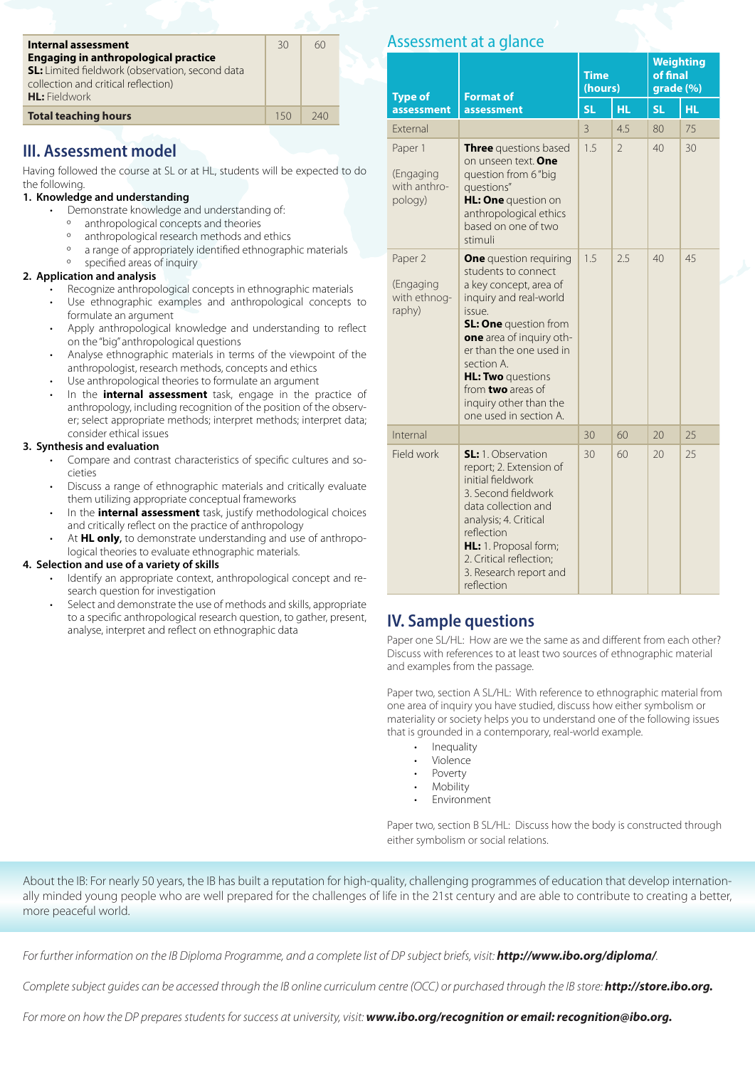| | | |
|---|---|---|
| **Internal assessment**<br>**Engaging in anthropological practice**<br>**SL:** Limited fieldwork (observation, second data collection and critical reflection)<br>**HL:** Fieldwork | 30 | 60 |
| **Total teaching hours** | 150 | 240 |

## III. Assessment model

Having followed the course at SL or at HL, students will be expected to do the following.

**1. Knowledge and understanding**
- Demonstrate knowledge and understanding of:
  - anthropological concepts and theories
  - anthropological research methods and ethics
  - a range of appropriately identified ethnographic materials
  - specified areas of inquiry

**2. Application and analysis**
- Recognize anthropological concepts in ethnographic materials
- Use ethnographic examples and anthropological concepts to formulate an argument
- Apply anthropological knowledge and understanding to reflect on the "big" anthropological questions
- Analyse ethnographic materials in terms of the viewpoint of the anthropologist, research methods, concepts and ethics
- Use anthropological theories to formulate an argument
- In the **internal assessment** task, engage in the practice of anthropology, including recognition of the position of the observer; select appropriate methods; interpret methods; interpret data; consider ethical issues

**3. Synthesis and evaluation**
- Compare and contrast characteristics of specific cultures and societies
- Discuss a range of ethnographic materials and critically evaluate them utilizing appropriate conceptual frameworks
- In the **internal assessment** task, justify methodological choices and critically reflect on the practice of anthropology
- At **HL only,** to demonstrate understanding and use of anthropological theories to evaluate ethnographic materials.

**4. Selection and use of a variety of skills**
- Identify an appropriate context, anthropological concept and research question for investigation
- Select and demonstrate the use of methods and skills, appropriate to a specific anthropological research question, to gather, present, analyse, interpret and reflect on ethnographic data

## Assessment at a glance

| Type of assessment | Format of assessment | Time (hours) | | Weighting of final grade (%) | |
|---|---|---|---|---|---|
| | | SL | HL | SL | HL |
| External | | 3 | 4.5 | 80 | 75 |
| Paper 1<br><br>(Engaging with anthropology) | **Three** questions based on unseen text. **One** question from 6 "big questions"<br>**HL: One** question on anthropological ethics based on one of two stimuli | 1.5 | 2 | 40 | 30 |
| Paper 2<br><br>(Engaging with ethnography) | **One** question requiring students to connect a key concept, area of inquiry and real-world issue.<br>**SL: One** question from **one** area of inquiry other than the one used in section A.<br>**HL: Two** questions from **two** areas of inquiry other than the one used in section A. | 1.5 | 2.5 | 40 | 45 |
| Internal | | 30 | 60 | 20 | 25 |
| Field work | **SL:** 1. Observation report; 2. Extension of initial fieldwork 3. Second fieldwork data collection and analysis; 4. Critical reflection<br>**HL:** 1. Proposal form; 2. Critical reflection; 3. Research report and reflection | 30 | 60 | 20 | 25 |

## IV. Sample questions

Paper one SL/HL: How are we the same as and different from each other? Discuss with references to at least two sources of ethnographic material and examples from the passage.

Paper two, section A SL/HL: With reference to ethnographic material from one area of inquiry you have studied, discuss how either symbolism or materiality or society helps you to understand one of the following issues that is grounded in a contemporary, real-world example.

- Inequality
- Violence
- Poverty
- Mobility
- Environment

Paper two, section B SL/HL: Discuss how the body is constructed through either symbolism or social relations.

About the IB: For nearly 50 years, the IB has built a reputation for high-quality, challenging programmes of education that develop internationally minded young people who are well prepared for the challenges of life in the 21st century and are able to contribute to creating a better, more peaceful world.

*For further information on the IB Diploma Programme, and a complete list of DP subject briefs, visit:* ***http://www.ibo.org/diploma/****.*

*Complete subject guides can be accessed through the IB online curriculum centre (OCC) or purchased through the IB store:* ***http://store.ibo.org.***

*For more on how the DP prepares students for success at university, visit:* ***www.ibo.org/recognition or email: recognition@ibo.org.***